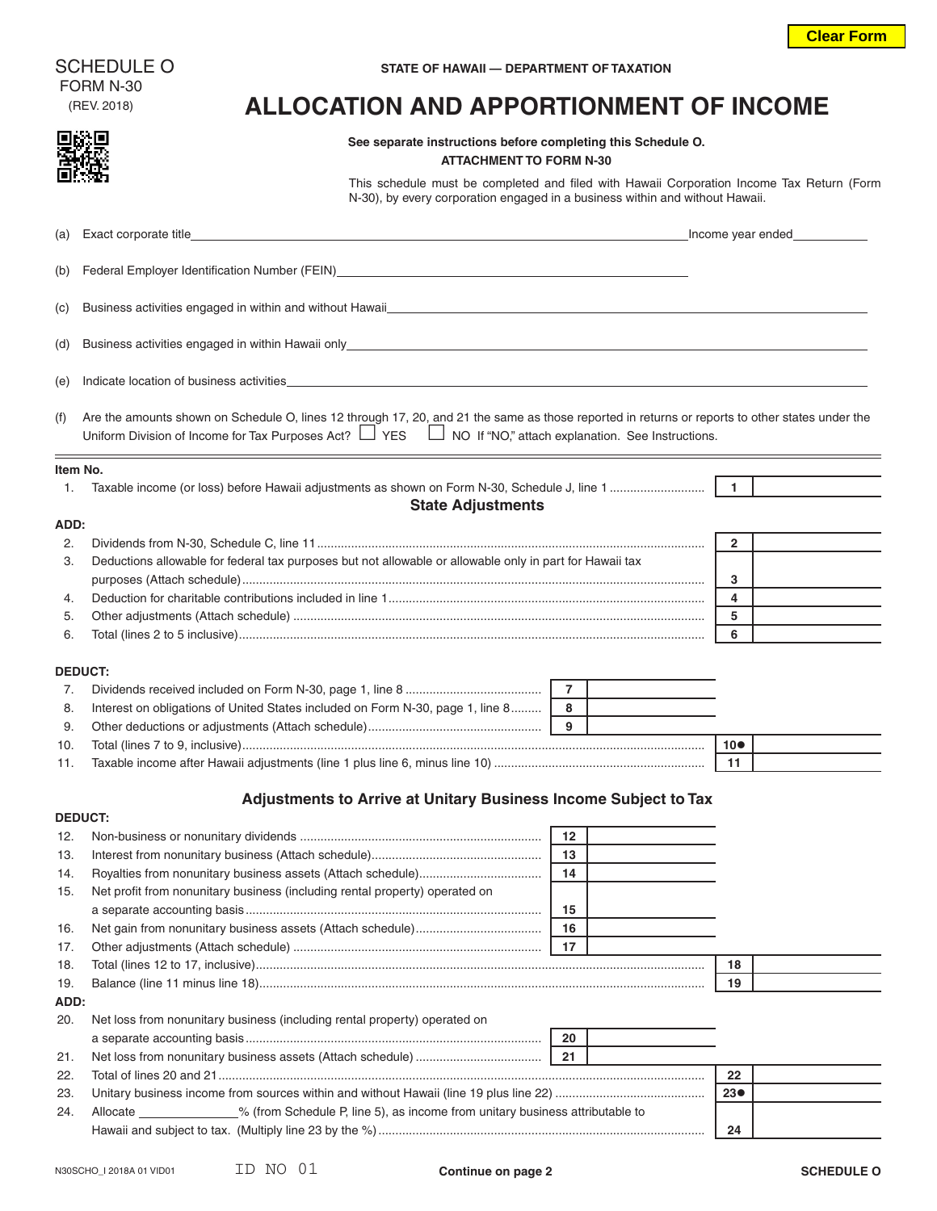Clear Form

SCHEDULE O
FORM N-30
(REV. 2018)

STATE OF HAWAII — DEPARTMENT OF TAXATION

# ALLOCATION AND APPORTIONMENT OF INCOME

**See separate instructions before completing this Schedule O.**
**ATTACHMENT TO FORM N-30**

This schedule must be completed and filed with Hawaii Corporation Income Tax Return (Form N-30), by every corporation engaged in a business within and without Hawaii.

(a) Exact corporate title \_\_\_\_\_\_\_\_\_\_ Income year ended \_\_\_\_\_\_\_\_\_\_

(b) Federal Employer Identification Number (FEIN) \_\_\_\_\_\_\_\_\_\_

(c) Business activities engaged in within and without Hawaii \_\_\_\_\_\_\_\_\_\_

(d) Business activities engaged in within Hawaii only \_\_\_\_\_\_\_\_\_\_

(e) Indicate location of business activities \_\_\_\_\_\_\_\_\_\_

(f) Are the amounts shown on Schedule O, lines 12 through 17, 20, and 21 the same as those reported in returns or reports to other states under the Uniform Division of Income for Tax Purposes Act? ☐ YES ☐ NO If "NO," attach explanation. See Instructions.

| Item No. | Description | | | Line | Amount |
|---|---|---|---|---|---|
| 1. | Taxable income (or loss) before Hawaii adjustments as shown on Form N-30, Schedule J, line 1 | | | 1 | |
| | **State Adjustments** | | | | |
| **ADD:** | | | | | |
| 2. | Dividends from N-30, Schedule C, line 11 | | | 2 | |
| 3. | Deductions allowable for federal tax purposes but not allowable or allowable only in part for Hawaii tax purposes (Attach schedule) | | | 3 | |
| 4. | Deduction for charitable contributions included in line 1 | | | 4 | |
| 5. | Other adjustments (Attach schedule) | | | 5 | |
| 6. | Total (lines 2 to 5 inclusive) | | | 6 | |
| **DEDUCT:** | | | | | |
| 7. | Dividends received included on Form N-30, page 1, line 8 | 7 | | | |
| 8. | Interest on obligations of United States included on Form N-30, page 1, line 8 | 8 | | | |
| 9. | Other deductions or adjustments (Attach schedule) | 9 | | | |
| 10. | Total (lines 7 to 9, inclusive) | | | 10● | |
| 11. | Taxable income after Hawaii adjustments (line 1 plus line 6, minus line 10) | | | 11 | |
| | **Adjustments to Arrive at Unitary Business Income Subject to Tax** | | | | |
| **DEDUCT:** | | | | | |
| 12. | Non-business or nonunitary dividends | 12 | | | |
| 13. | Interest from nonunitary business (Attach schedule) | 13 | | | |
| 14. | Royalties from nonunitary business assets (Attach schedule) | 14 | | | |
| 15. | Net profit from nonunitary business (including rental property) operated on a separate accounting basis | 15 | | | |
| 16. | Net gain from nonunitary business assets (Attach schedule) | 16 | | | |
| 17. | Other adjustments (Attach schedule) | 17 | | | |
| 18. | Total (lines 12 to 17, inclusive) | | | 18 | |
| 19. | Balance (line 11 minus line 18) | | | 19 | |
| **ADD:** | | | | | |
| 20. | Net loss from nonunitary business (including rental property) operated on a separate accounting basis | 20 | | | |
| 21. | Net loss from nonunitary business assets (Attach schedule) | 21 | | | |
| 22. | Total of lines 20 and 21 | | | 22 | |
| 23. | Unitary business income from sources within and without Hawaii (line 19 plus line 22) | | | 23● | |
| 24. | Allocate \_\_\_\_\_\_\_\_\_\_% (from Schedule P, line 5), as income from unitary business attributable to Hawaii and subject to tax. (Multiply line 23 by the %) | | | 24 | |

N30SCHO_I 2018A 01 VID01 ID NO 01

**Continue on page 2**

**SCHEDULE O**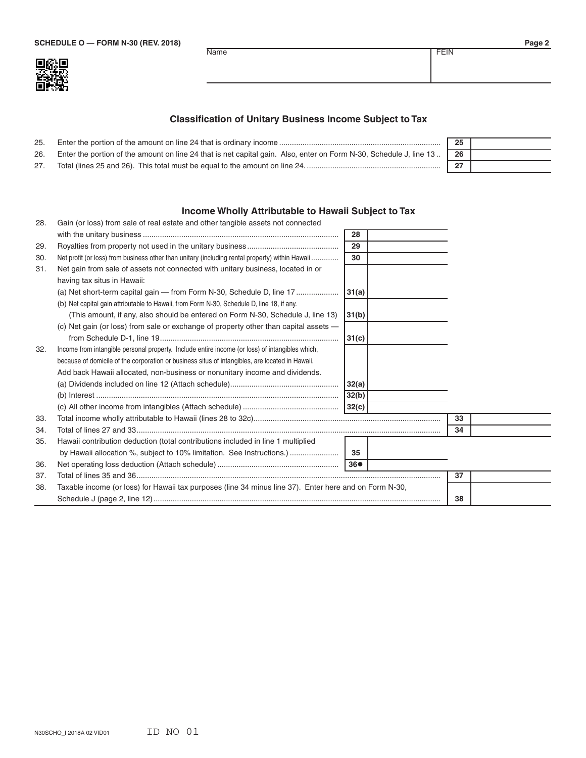Name | FEIN

## Classification of Unitary Business Income Subject to Tax

| | | | |
|---|---|---|---|
| 25. | Enter the portion of the amount on line 24 that is ordinary income | 25 | |
| 26. | Enter the portion of the amount on line 24 that is net capital gain. Also, enter on Form N-30, Schedule J, line 13 | 26 | |
| 27. | Total (lines 25 and 26). This total must be equal to the amount on line 24. | 27 | |

## Income Wholly Attributable to Hawaii Subject to Tax

| | | | | | |
|---|---|---|---|---|---|
| 28. | Gain (or loss) from sale of real estate and other tangible assets not connected with the unitary business | 28 | | | |
| 29. | Royalties from property not used in the unitary business | 29 | | | |
| 30. | Net profit (or loss) from business other than unitary (including rental property) within Hawaii | 30 | | | |
| 31. | Net gain from sale of assets not connected with unitary business, located in or having tax situs in Hawaii: | | | | |
| | (a) Net short-term capital gain — from Form N-30, Schedule D, line 17 | 31(a) | | | |
| | (b) Net capital gain attributable to Hawaii, from Form N-30, Schedule D, line 18, if any. (This amount, if any, also should be entered on Form N-30, Schedule J, line 13) | 31(b) | | | |
| | (c) Net gain (or loss) from sale or exchange of property other than capital assets — from Schedule D-1, line 19 | 31(c) | | | |
| 32. | Income from intangible personal property. Include entire income (or loss) of intangibles which, because of domicile of the corporation or business situs of intangibles, are located in Hawaii. Add back Hawaii allocated, non-business or nonunitary income and dividends. | | | | |
| | (a) Dividends included on line 12 (Attach schedule) | 32(a) | | | |
| | (b) Interest | 32(b) | | | |
| | (c) All other income from intangibles (Attach schedule) | 32(c) | | | |
| 33. | Total income wholly attributable to Hawaii (lines 28 to 32c) | | | 33 | |
| 34. | Total of lines 27 and 33 | | | 34 | |
| 35. | Hawaii contribution deduction (total contributions included in line 1 multiplied by Hawaii allocation %, subject to 10% limitation. See Instructions.) | 35 | | | |
| 36. | Net operating loss deduction (Attach schedule) | 36● | | | |
| 37. | Total of lines 35 and 36 | | | 37 | |
| 38. | Taxable income (or loss) for Hawaii tax purposes (line 34 minus line 37). Enter here and on Form N-30, Schedule J (page 2, line 12) | | | 38 | |

N30SCHO_I 2018A 02 VID01 ID NO 01